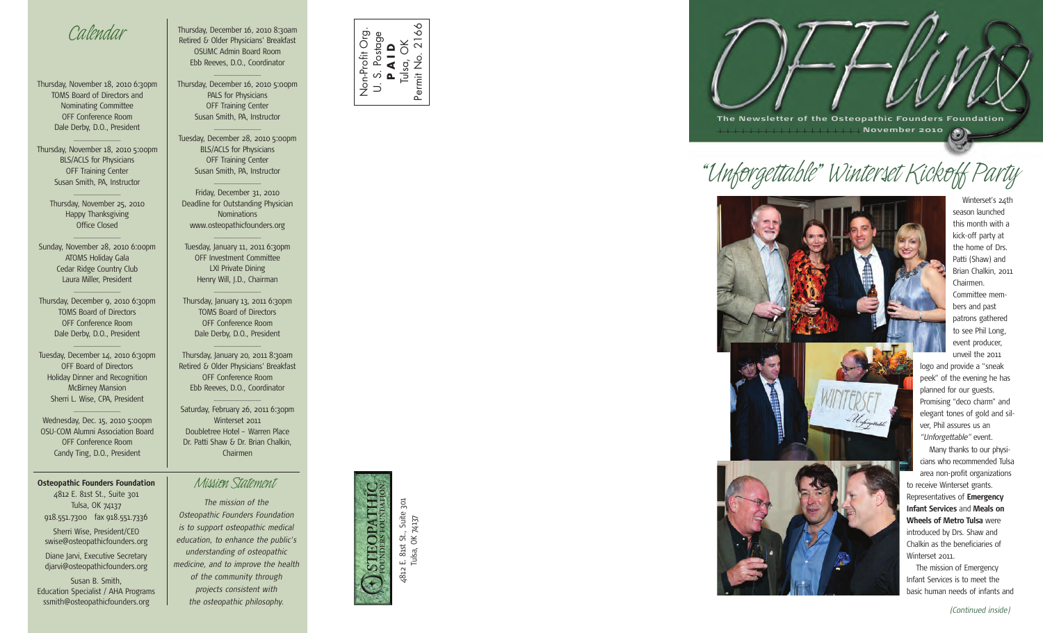# Calendar

Thursday, November 18, 2010 6:30pm
TOMS Board of Directors and Nominating Committee
OFF Conference Room
Dale Derby, D.O., President

Thursday, November 18, 2010 5:00pm
BLS/ACLS for Physicians
OFF Training Center
Susan Smith, PA, Instructor

Thursday, November 25, 2010
Happy Thanksgiving
Office Closed

Sunday, November 28, 2010 6:00pm
ATOMS Holiday Gala
Cedar Ridge Country Club
Laura Miller, President

Thursday, December 9, 2010 6:30pm
TOMS Board of Directors
OFF Conference Room
Dale Derby, D.O., President

Tuesday, December 14, 2010 6:30pm
OFF Board of Directors
Holiday Dinner and Recognition
McBirney Mansion
Sherri L. Wise, CPA, President

Wednesday, Dec. 15, 2010 5:00pm
OSU-COM Alumni Association Board
OFF Conference Room
Candy Ting, D.O., President

Thursday, December 16, 2010 8:30am
Retired & Older Physicians' Breakfast
OSUMC Admin Board Room
Ebb Reeves, D.O., Coordinator

Thursday, December 16, 2010 5:00pm
PALS for Physicians
OFF Training Center
Susan Smith, PA, Instructor

Tuesday, December 28, 2010 5:00pm
BLS/ACLS for Physicians
OFF Training Center
Susan Smith, PA, Instructor

Friday, December 31, 2010
Deadline for Outstanding Physician Nominations
www.osteopathicfounders.org

Tuesday, January 11, 2011 6:30pm
OFF Investment Committee
LXI Private Dining
Henry Will, J.D., Chairman

Thursday, January 13, 2011 6:30pm
TOMS Board of Directors
OFF Conference Room
Dale Derby, D.O., President

Thursday, January 20, 2011 8:30am
Retired & Older Physicians' Breakfast
OFF Conference Room
Ebb Reeves, D.O., Coordinator

Saturday, February 26, 2011 6:30pm
Winterset 2011
Doubletree Hotel – Warren Place
Dr. Patti Shaw & Dr. Brian Chalkin, Chairmen

**Osteopathic Founders Foundation**
4812 E. 81st St., Suite 301
Tulsa, OK 74137
918.551.7300 fax 918.551.7336

Sherri Wise, President/CEO
swise@osteopathicfounders.org

Diane Jarvi, Executive Secretary
djarvi@osteopathicfounders.org

Susan B. Smith,
Education Specialist / AHA Programs
ssmith@osteopathicfounders.org

## Mission Statement

*The mission of the Osteopathic Founders Foundation is to support osteopathic medical education, to enhance the public's understanding of osteopathic medicine, and to improve the health of the community through projects consistent with the osteopathic philosophy.*

Non-Profit Org.
U. S. Postage
**PAID**
Tulsa, OK
Permit No. 2166

OSTEOPATHIC FOUNDERS FOUNDATION
4812 E. 81st St., Suite 301
Tulsa, OK 74137

# OFFlins

**The Newsletter of the Osteopathic Founders Foundation**
**November 2010**

# "Unforgettable" Winterset Kickoff Party

Winterset's 24th season launched this month with a kick-off party at the home of Drs. Patti (Shaw) and Brian Chalkin, 2011 Chairmen. Committee members and past patrons gathered to see Phil Long, event producer, unveil the 2011 logo and provide a "sneak peek" of the evening he has planned for our guests. Promising "deco charm" and elegant tones of gold and silver, Phil assures us an *"Unforgettable"* event.

Many thanks to our physicians who recommended Tulsa area non-profit organizations to receive Winterset grants. Representatives of **Emergency Infant Services** and **Meals on Wheels of Metro Tulsa** were introduced by Drs. Shaw and Chalkin as the beneficiaries of Winterset 2011.

The mission of Emergency Infant Services is to meet the basic human needs of infants and

*(Continued inside)*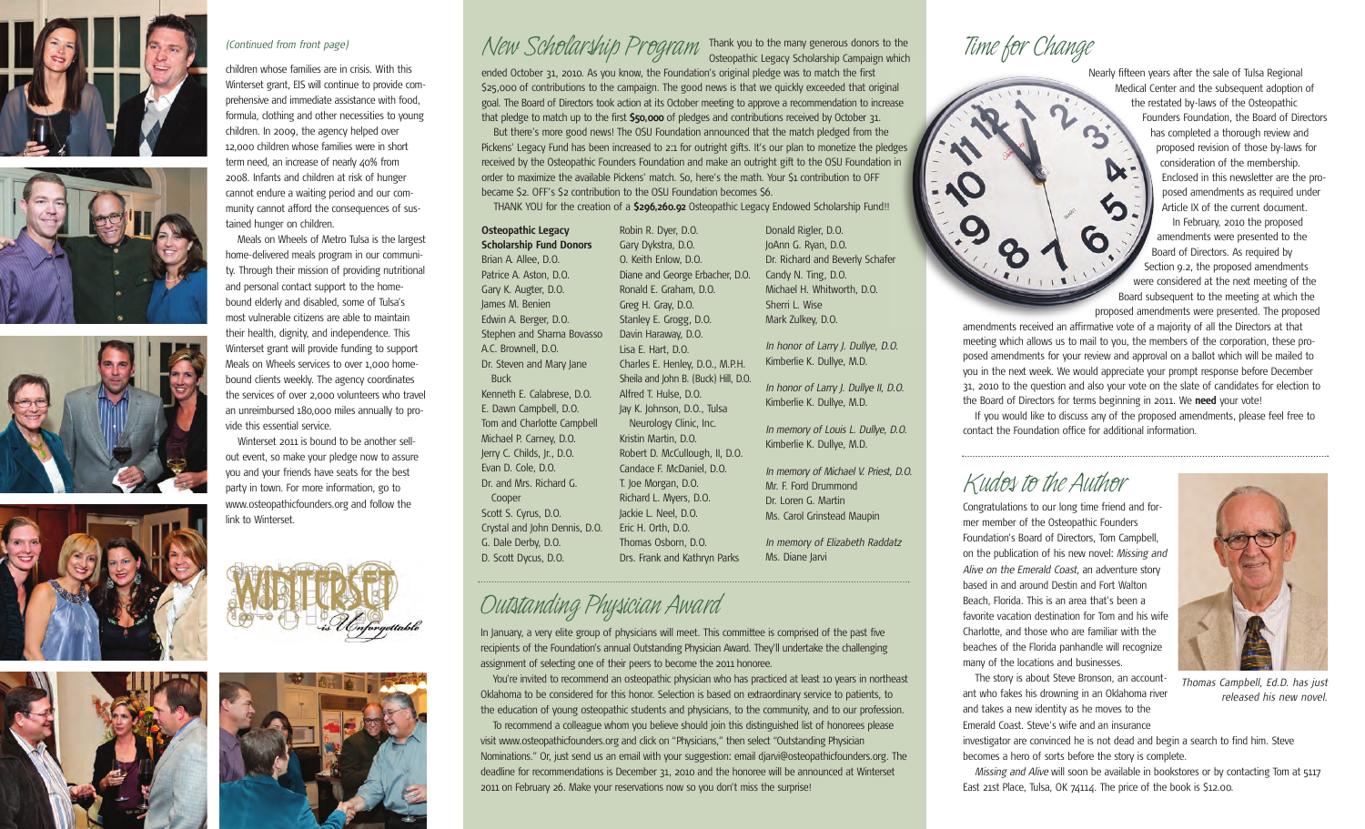*(Continued from front page)*

children whose families are in crisis. With this Winterset grant, EIS will continue to provide comprehensive and immediate assistance with food, formula, clothing and other necessities to young children. In 2009, the agency helped over 12,000 children whose families were in short term need, an increase of nearly 40% from 2008. Infants and children at risk of hunger cannot endure a waiting period and our community cannot afford the consequences of sustained hunger on children.

Meals on Wheels of Metro Tulsa is the largest home-delivered meals program in our community. Through their mission of providing nutritional and personal contact support to the homebound elderly and disabled, some of Tulsa's most vulnerable citizens are able to maintain their health, dignity, and independence. This Winterset grant will provide funding to support Meals on Wheels services to over 1,000 homebound clients weekly. The agency coordinates the services of over 2,000 volunteers who travel an unreimbursed 180,000 miles annually to provide this essential service.

Winterset 2011 is bound to be another sellout event, so make your pledge now to assure you and your friends have seats for the best party in town. For more information, go to www.osteopathicfounders.org and follow the link to Winterset.

WINTERSET is Unforgettable

# New Scholarship Program

Thank you to the many generous donors to the Osteopathic Legacy Scholarship Campaign which ended October 31, 2010. As you know, the Foundation's original pledge was to match the first $25,000 of contributions to the campaign. The good news is that we quickly exceeded that original goal. The Board of Directors took action at its October meeting to approve a recommendation to increase that pledge to match up to the first **$50,000** of pledges and contributions received by October 31.

But there's more good news! The OSU Foundation announced that the match pledged from the Pickens' Legacy Fund has been increased to 2:1 for outright gifts. It's our plan to monetize the pledges received by the Osteopathic Founders Foundation and make an outright gift to the OSU Foundation in order to maximize the available Pickens' match. So, here's the math. Your $1 contribution to OFF became $2. OFF's $2 contribution to the OSU Foundation becomes $6.

THANK YOU for the creation of a **$296,260.92** Osteopathic Legacy Endowed Scholarship Fund!!

**Osteopathic Legacy Scholarship Fund Donors**

Brian A. Allee, D.O.
Patrice A. Aston, D.O.
Gary K. Augter, D.O.
James M. Benien
Edwin A. Berger, D.O.
Stephen and Sharna Bovasso
A.C. Brownell, D.O.
Dr. Steven and Mary Jane Buck
Kenneth E. Calabrese, D.O.
E. Dawn Campbell, D.O.
Tom and Charlotte Campbell
Michael P. Carney, D.O.
Jerry C. Childs, Jr., D.O.
Evan D. Cole, D.O.
Dr. and Mrs. Richard G. Cooper
Scott S. Cyrus, D.O.
Crystal and John Dennis, D.O.
G. Dale Derby, D.O.
D. Scott Dycus, D.O.
Robin R. Dyer, D.O.
Gary Dykstra, D.O.
O. Keith Enlow, D.O.
Diane and George Erbacher, D.O.
Ronald E. Graham, D.O.
Greg H. Gray, D.O.
Stanley E. Grogg, D.O.
Davin Haraway, D.O.
Lisa E. Hart, D.O.
Charles E. Henley, D.O., M.P.H.
Sheila and John B. (Buck) Hill, D.O.
Alfred T. Hulse, D.O.
Jay K. Johnson, D.O., Tulsa Neurology Clinic, Inc.
Kristin Martin, D.O.
Robert D. McCullough, II, D.O.
Candace F. McDaniel, D.O.
T. Joe Morgan, D.O.
Richard L. Myers, D.O.
Jackie L. Neel, D.O.
Eric H. Orth, D.O.
Thomas Osborn, D.O.
Drs. Frank and Kathryn Parks
Donald Rigler, D.O.
JoAnn G. Ryan, D.O.
Dr. Richard and Beverly Schafer
Candy N. Ting, D.O.
Michael H. Whitworth, D.O.
Sherri L. Wise
Mark Zulkey, D.O.

*In honor of Larry J. Dullye, D.O.*
Kimberlie K. Dullye, M.D.

*In honor of Larry J. Dullye II, D.O.*
Kimberlie K. Dullye, M.D.

*In memory of Louis L. Dullye, D.O.*
Kimberlie K. Dullye, M.D.

*In memory of Michael V. Priest, D.O.*
Mr. F. Ford Drummond
Dr. Loren G. Martin
Ms. Carol Grinstead Maupin

*In memory of Elizabeth Raddatz*
Ms. Diane Jarvi

# Outstanding Physician Award

In January, a very elite group of physicians will meet. This committee is comprised of the past five recipients of the Foundation's annual Outstanding Physician Award. They'll undertake the challenging assignment of selecting one of their peers to become the 2011 honoree.

You're invited to recommend an osteopathic physician who has practiced at least 10 years in northeast Oklahoma to be considered for this honor. Selection is based on extraordinary service to patients, to the education of young osteopathic students and physicians, to the community, and to our profession.

To recommend a colleague whom you believe should join this distinguished list of honorees please visit www.osteopathicfounders.org and click on "Physicians," then select "Outstanding Physician Nominations." Or, just send us an email with your suggestion: email djarvi@osteopathicfounders.org. The deadline for recommendations is December 31, 2010 and the honoree will be announced at Winterset 2011 on February 26. Make your reservations now so you don't miss the surprise!

# Time for Change

Nearly fifteen years after the sale of Tulsa Regional Medical Center and the subsequent adoption of the restated by-laws of the Osteopathic Founders Foundation, the Board of Directors has completed a thorough review and proposed revision of those by-laws for consideration of the membership. Enclosed in this newsletter are the proposed amendments as required under Article IX of the current document.

In February, 2010 the proposed amendments were presented to the Board of Directors. As required by Section 9.2, the proposed amendments were considered at the next meeting of the Board subsequent to the meeting at which the proposed amendments were presented. The proposed amendments received an affirmative vote of a majority of all the Directors at that meeting which allows us to mail to you, the members of the corporation, these proposed amendments for your review and approval on a ballot which will be mailed to you in the next week. We would appreciate your prompt response before December 31, 2010 to the question and also your vote on the slate of candidates for election to the Board of Directors for terms beginning in 2011. We **need** your vote!

If you would like to discuss any of the proposed amendments, please feel free to contact the Foundation office for additional information.

# Kudos to the Author

Congratulations to our long time friend and former member of the Osteopathic Founders Foundation's Board of Directors, Tom Campbell, on the publication of his new novel: *Missing and Alive on the Emerald Coast*, an adventure story based in and around Destin and Fort Walton Beach, Florida. This is an area that's been a favorite vacation destination for Tom and his wife Charlotte, and those who are familiar with the beaches of the Florida panhandle will recognize many of the locations and businesses.

The story is about Steve Bronson, an accountant who fakes his drowning in an Oklahoma river and takes a new identity as he moves to the Emerald Coast. Steve's wife and an insurance investigator are convinced he is not dead and begin a search to find him. Steve becomes a hero of sorts before the story is complete.

*Missing and Alive* will soon be available in bookstores or by contacting Tom at 5117 East 21st Place, Tulsa, OK 74114. The price of the book is $12.00.

*Thomas Campbell, Ed.D. has just released his new novel.*